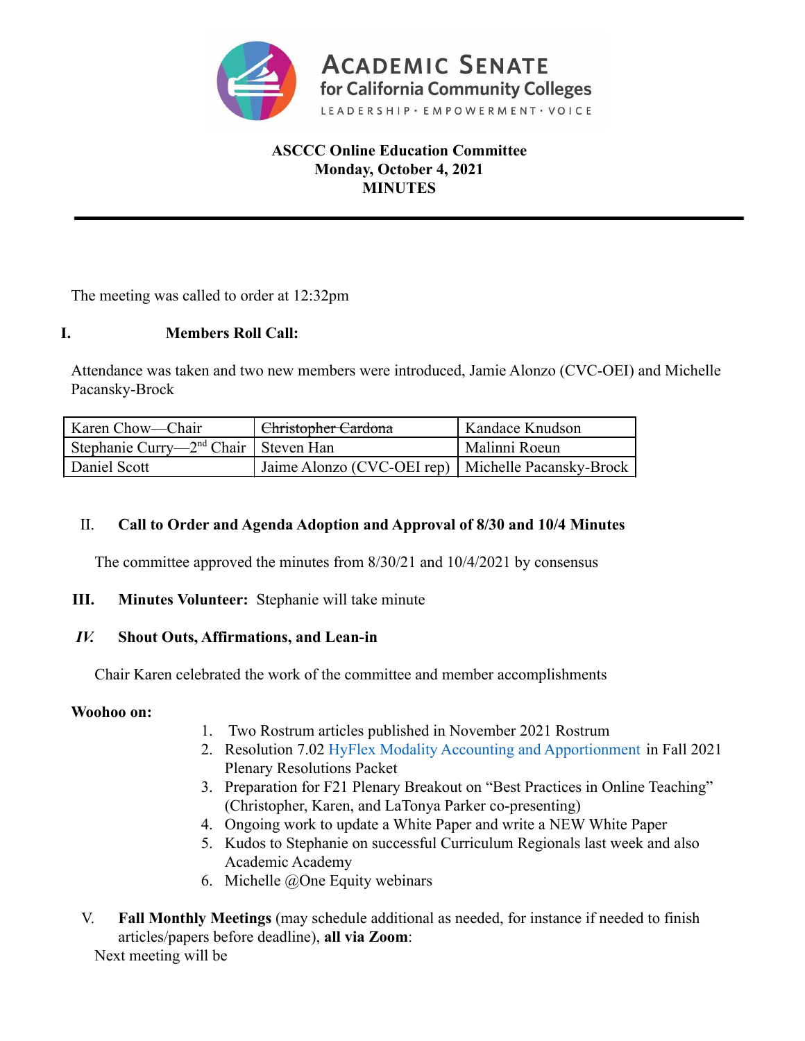**ACADEMIC SENATE for California Community Colleges**

LEADERSHIP · EMPOWERMENT · VOICE

**ASCCC Online Education Committee**
**Monday, October 4, 2021**
**MINUTES**

---

The meeting was called to order at 12:32pm

## I. Members Roll Call:

Attendance was taken and two new members were introduced, Jamie Alonzo (CVC-OEI) and Michelle Pacansky-Brock

| | | |
|---|---|---|
| Karen Chow—Chair | ~~Christopher Cardona~~ | Kandace Knudson |
| Stephanie Curry—2nd Chair | Steven Han | Malinni Roeun |
| Daniel Scott | Jaime Alonzo (CVC-OEI rep) | Michelle Pacansky-Brock |

## II. Call to Order and Agenda Adoption and Approval of 8/30 and 10/4 Minutes

The committee approved the minutes from 8/30/21 and 10/4/2021 by consensus

## III. Minutes Volunteer: 
Stephanie will take minute

## *IV.* Shout Outs, Affirmations, and Lean-in

Chair Karen celebrated the work of the committee and member accomplishments

**Woohoo on:**

1. Two Rostrum articles published in November 2021 Rostrum
2. Resolution 7.02 HyFlex Modality Accounting and Apportionment in Fall 2021 Plenary Resolutions Packet
3. Preparation for F21 Plenary Breakout on "Best Practices in Online Teaching" (Christopher, Karen, and LaTonya Parker co-presenting)
4. Ongoing work to update a White Paper and write a NEW White Paper
5. Kudos to Stephanie on successful Curriculum Regionals last week and also Academic Academy
6. Michelle @One Equity webinars

## V. Fall Monthly Meetings
(may schedule additional as needed, for instance if needed to finish articles/papers before deadline), **all via Zoom**:

Next meeting will be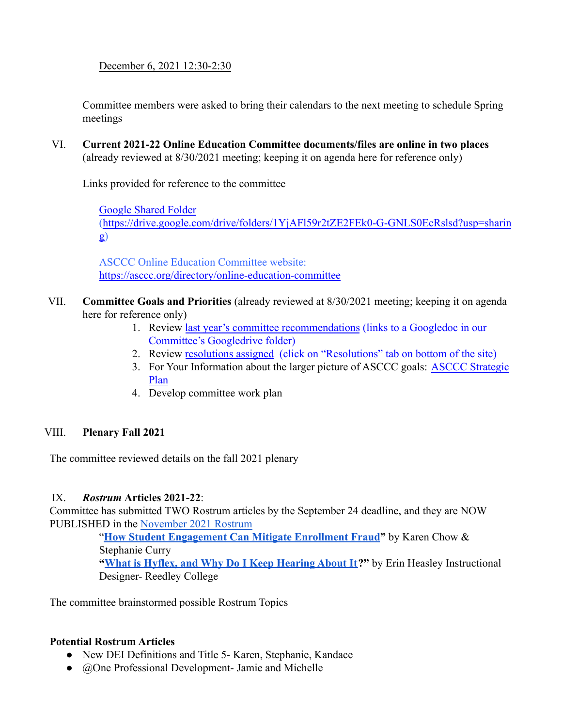December 6, 2021 12:30-2:30

Committee members were asked to bring their calendars to the next meeting to schedule Spring meetings

VI. **Current 2021-22 Online Education Committee documents/files are online in two places** (already reviewed at 8/30/2021 meeting; keeping it on agenda here for reference only)

Links provided for reference to the committee

[Google Shared Folder (https://drive.google.com/drive/folders/1YjAFl59r2tZE2FEk0-G-GNLS0EcRslsd?usp=sharing)](https://drive.google.com/drive/folders/1YjAFl59r2tZE2FEk0-G-GNLS0EcRslsd?usp=sharing)

ASCCC Online Education Committee website: https://asccc.org/directory/online-education-committee

VII. **Committee Goals and Priorities** (already reviewed at 8/30/2021 meeting; keeping it on agenda here for reference only)

1. Review last year's committee recommendations (links to a Googledoc in our Committee's Googledrive folder)
2. Review resolutions assigned (click on "Resolutions" tab on bottom of the site)
3. For Your Information about the larger picture of ASCCC goals: ASCCC Strategic Plan
4. Develop committee work plan

VIII. **Plenary Fall 2021**

The committee reviewed details on the fall 2021 plenary

IX. ***Rostrum* Articles 2021-22**:

Committee has submitted TWO Rostrum articles by the September 24 deadline, and they are NOW PUBLISHED in the November 2021 Rostrum

"**How Student Engagement Can Mitigate Enrollment Fraud**" by Karen Chow & Stephanie Curry

"**What is Hyflex, and Why Do I Keep Hearing About It?**" by Erin Heasley Instructional Designer- Reedley College

The committee brainstormed possible Rostrum Topics

**Potential Rostrum Articles**

- New DEI Definitions and Title 5- Karen, Stephanie, Kandace
- @One Professional Development- Jamie and Michelle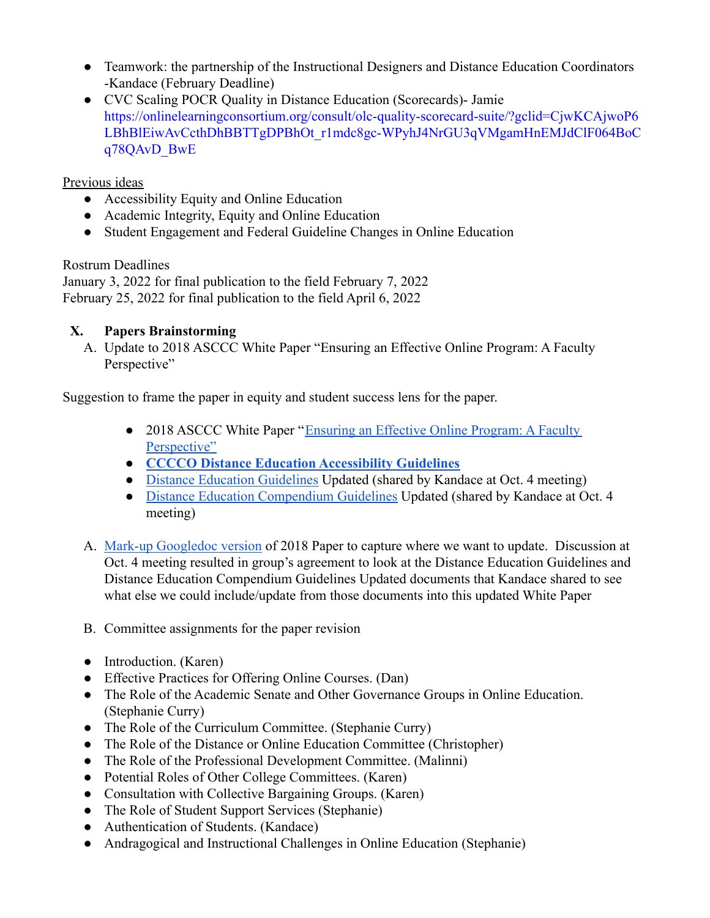- Teamwork: the partnership of the Instructional Designers and Distance Education Coordinators -Kandace (February Deadline)
- CVC Scaling POCR Quality in Distance Education (Scorecards)- Jamie https://onlinelearningconsortium.org/consult/olc-quality-scorecard-suite/?gclid=CjwKCAjwoP6LBhBlEiwAvCcthDhBBTTgDPBhOt_r1mdc8gc-WPyhJ4NrGU3qVMgamHnEMJdClF064BoCq78QAvD_BwE

Previous ideas

- Accessibility Equity and Online Education
- Academic Integrity, Equity and Online Education
- Student Engagement and Federal Guideline Changes in Online Education

Rostrum Deadlines
January 3, 2022 for final publication to the field February 7, 2022
February 25, 2022 for final publication to the field April 6, 2022

## X. Papers Brainstorming

A. Update to 2018 ASCCC White Paper "Ensuring an Effective Online Program: A Faculty Perspective"

Suggestion to frame the paper in equity and student success lens for the paper.

- 2018 ASCCC White Paper "Ensuring an Effective Online Program: A Faculty Perspective"
- **CCCCO Distance Education Accessibility Guidelines**
- Distance Education Guidelines Updated (shared by Kandace at Oct. 4 meeting)
- Distance Education Compendium Guidelines Updated (shared by Kandace at Oct. 4 meeting)

A. Mark-up Googledoc version of 2018 Paper to capture where we want to update. Discussion at Oct. 4 meeting resulted in group's agreement to look at the Distance Education Guidelines and Distance Education Compendium Guidelines Updated documents that Kandace shared to see what else we could include/update from those documents into this updated White Paper

B. Committee assignments for the paper revision

- Introduction. (Karen)
- Effective Practices for Offering Online Courses. (Dan)
- The Role of the Academic Senate and Other Governance Groups in Online Education. (Stephanie Curry)
- The Role of the Curriculum Committee. (Stephanie Curry)
- The Role of the Distance or Online Education Committee (Christopher)
- The Role of the Professional Development Committee. (Malinni)
- Potential Roles of Other College Committees. (Karen)
- Consultation with Collective Bargaining Groups. (Karen)
- The Role of Student Support Services (Stephanie)
- Authentication of Students. (Kandace)
- Andragogical and Instructional Challenges in Online Education (Stephanie)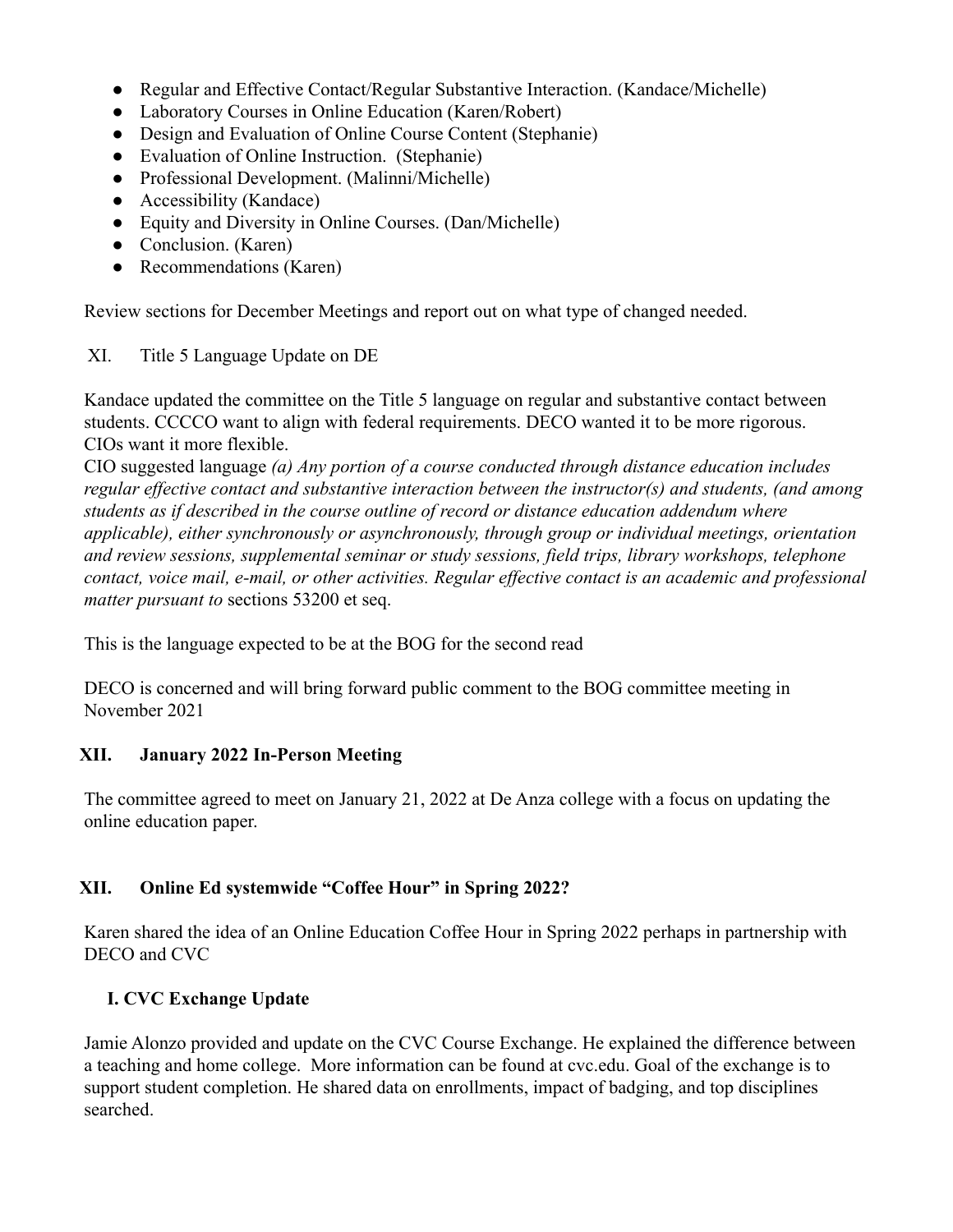- Regular and Effective Contact/Regular Substantive Interaction. (Kandace/Michelle)
- Laboratory Courses in Online Education (Karen/Robert)
- Design and Evaluation of Online Course Content (Stephanie)
- Evaluation of Online Instruction. (Stephanie)
- Professional Development. (Malinni/Michelle)
- Accessibility (Kandace)
- Equity and Diversity in Online Courses. (Dan/Michelle)
- Conclusion. (Karen)
- Recommendations (Karen)

Review sections for December Meetings and report out on what type of changed needed.

XI. Title 5 Language Update on DE

Kandace updated the committee on the Title 5 language on regular and substantive contact between students. CCCCO want to align with federal requirements. DECO wanted it to be more rigorous. CIOs want it more flexible.

CIO suggested language *(a) Any portion of a course conducted through distance education includes regular effective contact and substantive interaction between the instructor(s) and students, (and among students as if described in the course outline of record or distance education addendum where applicable), either synchronously or asynchronously, through group or individual meetings, orientation and review sessions, supplemental seminar or study sessions, field trips, library workshops, telephone contact, voice mail, e-mail, or other activities. Regular effective contact is an academic and professional matter pursuant to* sections 53200 et seq.

This is the language expected to be at the BOG for the second read

DECO is concerned and will bring forward public comment to the BOG committee meeting in November 2021

## XII. January 2022 In-Person Meeting

The committee agreed to meet on January 21, 2022 at De Anza college with a focus on updating the online education paper.

## XII. Online Ed systemwide "Coffee Hour" in Spring 2022?

Karen shared the idea of an Online Education Coffee Hour in Spring 2022 perhaps in partnership with DECO and CVC

### I. CVC Exchange Update

Jamie Alonzo provided and update on the CVC Course Exchange. He explained the difference between a teaching and home college. More information can be found at cvc.edu. Goal of the exchange is to support student completion. He shared data on enrollments, impact of badging, and top disciplines searched.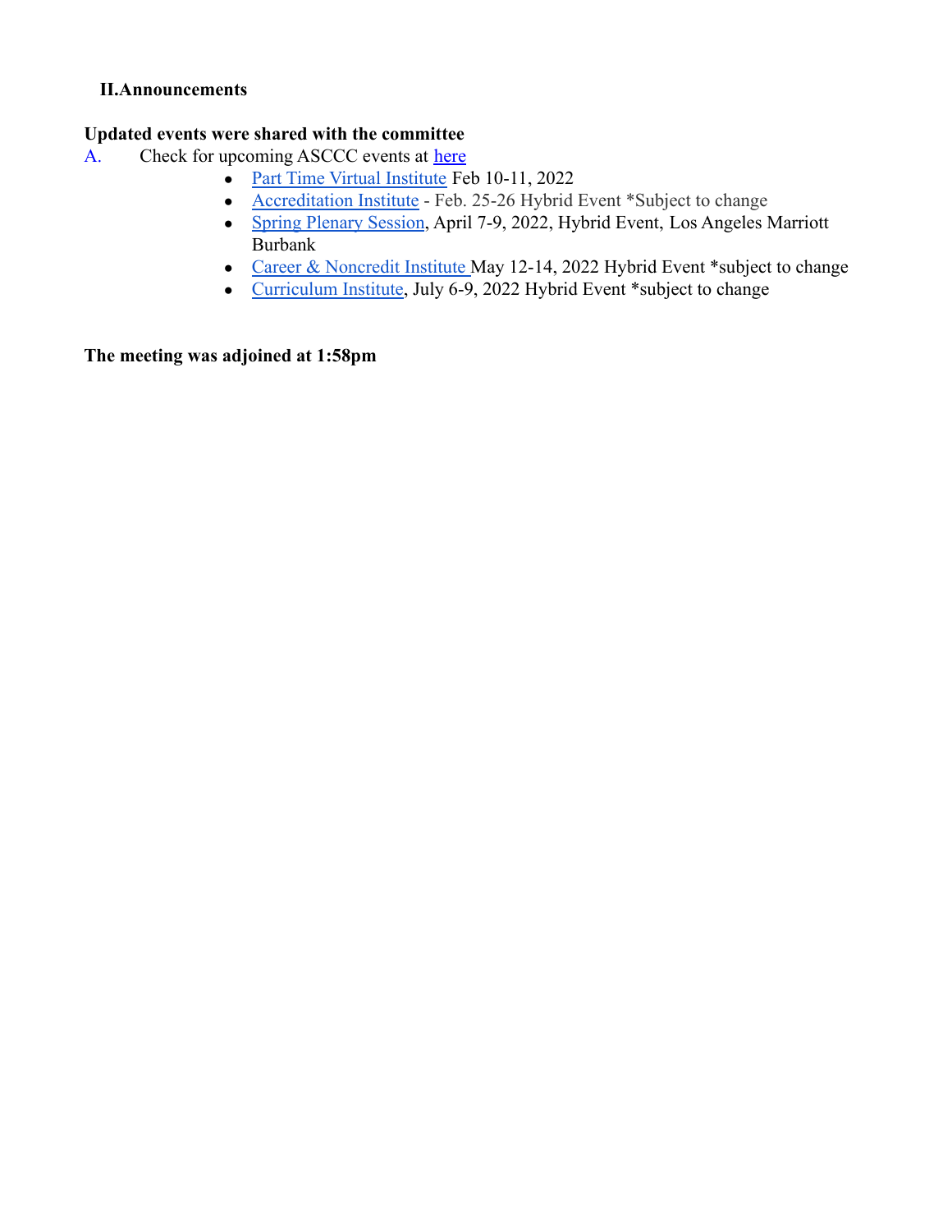## II. Announcements

**Updated events were shared with the committee**

A. Check for upcoming ASCCC events at here

- Part Time Virtual Institute Feb 10-11, 2022
- Accreditation Institute - Feb. 25-26 Hybrid Event *Subject to change
- Spring Plenary Session, April 7-9, 2022, Hybrid Event, Los Angeles Marriott Burbank
- Career & Noncredit Institute May 12-14, 2022 Hybrid Event *subject to change
- Curriculum Institute, July 6-9, 2022 Hybrid Event *subject to change

**The meeting was adjoined at 1:58pm**